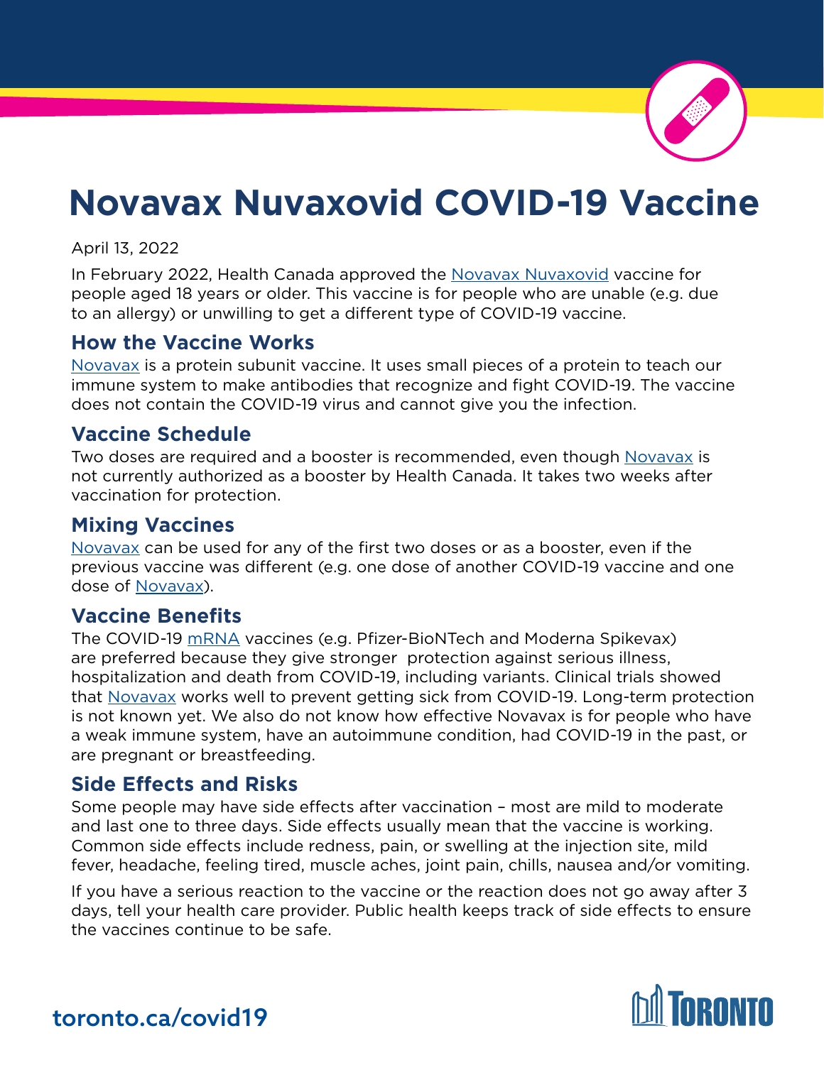# Novavax Nuvaxovid COVID-19 Vaccine

April 13, 2022

In February 2022, Health Canada approved the Novavax Nuvaxovid vaccine for people aged 18 years or older. This vaccine is for people who are unable (e.g. due to an allergy) or unwilling to get a different type of COVID-19 vaccine.

## How the Vaccine Works

Novavax is a protein subunit vaccine. It uses small pieces of a protein to teach our immune system to make antibodies that recognize and fight COVID-19. The vaccine does not contain the COVID-19 virus and cannot give you the infection.

## Vaccine Schedule

Two doses are required and a booster is recommended, even though Novavax is not currently authorized as a booster by Health Canada. It takes two weeks after vaccination for protection.

## Mixing Vaccines

Novavax can be used for any of the first two doses or as a booster, even if the previous vaccine was different (e.g. one dose of another COVID-19 vaccine and one dose of Novavax).

## Vaccine Benefits

The COVID-19 mRNA vaccines (e.g. Pfizer-BioNTech and Moderna Spikevax) are preferred because they give stronger protection against serious illness, hospitalization and death from COVID-19, including variants. Clinical trials showed that Novavax works well to prevent getting sick from COVID-19. Long-term protection is not known yet. We also do not know how effective Novavax is for people who have a weak immune system, have an autoimmune condition, had COVID-19 in the past, or are pregnant or breastfeeding.

## Side Effects and Risks

Some people may have side effects after vaccination – most are mild to moderate and last one to three days. Side effects usually mean that the vaccine is working. Common side effects include redness, pain, or swelling at the injection site, mild fever, headache, feeling tired, muscle aches, joint pain, chills, nausea and/or vomiting.

If you have a serious reaction to the vaccine or the reaction does not go away after 3 days, tell your health care provider. Public health keeps track of side effects to ensure the vaccines continue to be safe.

toronto.ca/covid19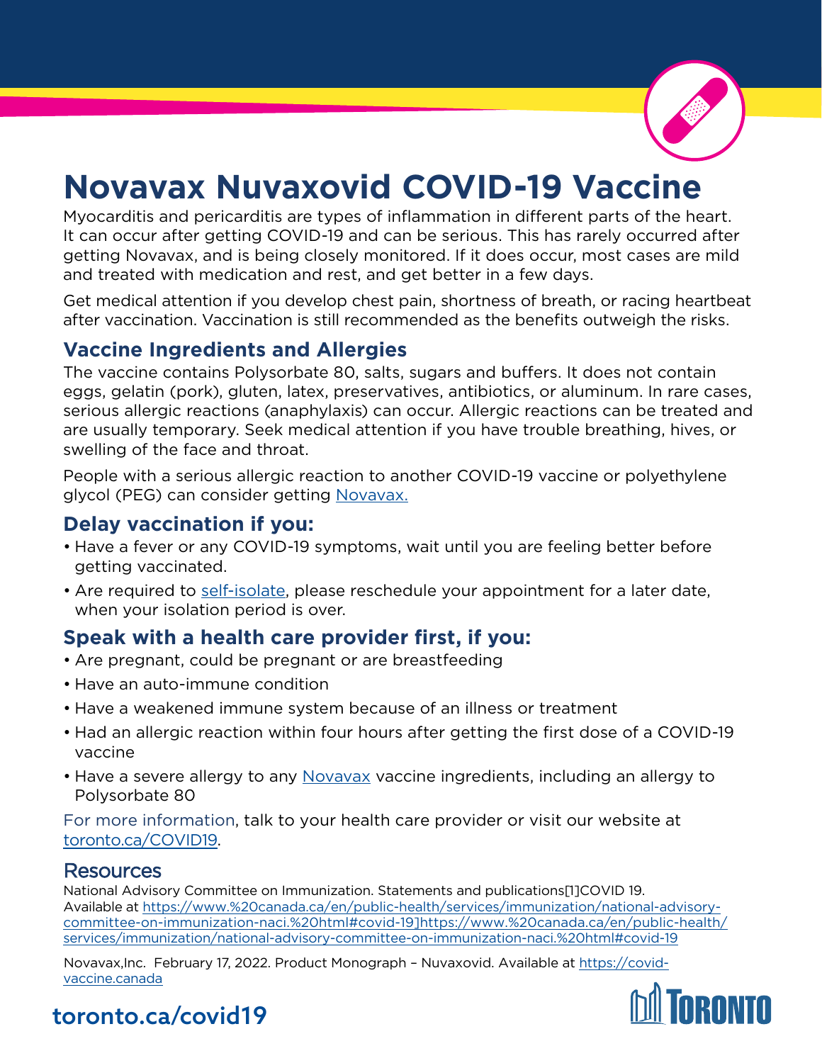# Novavax Nuvaxovid COVID-19 Vaccine

Myocarditis and pericarditis are types of inflammation in different parts of the heart. It can occur after getting COVID-19 and can be serious. This has rarely occurred after getting Novavax, and is being closely monitored. If it does occur, most cases are mild and treated with medication and rest, and get better in a few days.

Get medical attention if you develop chest pain, shortness of breath, or racing heartbeat after vaccination. Vaccination is still recommended as the benefits outweigh the risks.

## Vaccine Ingredients and Allergies

The vaccine contains Polysorbate 80, salts, sugars and buffers. It does not contain eggs, gelatin (pork), gluten, latex, preservatives, antibiotics, or aluminum. In rare cases, serious allergic reactions (anaphylaxis) can occur. Allergic reactions can be treated and are usually temporary. Seek medical attention if you have trouble breathing, hives, or swelling of the face and throat.

People with a serious allergic reaction to another COVID-19 vaccine or polyethylene glycol (PEG) can consider getting Novavax.

## Delay vaccination if you:

- Have a fever or any COVID-19 symptoms, wait until you are feeling better before getting vaccinated.
- Are required to self-isolate, please reschedule your appointment for a later date, when your isolation period is over.

## Speak with a health care provider first, if you:

- Are pregnant, could be pregnant or are breastfeeding
- Have an auto-immune condition
- Have a weakened immune system because of an illness or treatment
- Had an allergic reaction within four hours after getting the first dose of a COVID-19 vaccine
- Have a severe allergy to any Novavax vaccine ingredients, including an allergy to Polysorbate 80

For more information, talk to your health care provider or visit our website at toronto.ca/COVID19.

### Resources

National Advisory Committee on Immunization. Statements and publications[1]COVID 19. Available at https://www.%20canada.ca/en/public-health/services/immunization/national-advisory-committee-on-immunization-naci.%20html#covid-19]https://www.%20canada.ca/en/public-health/services/immunization/national-advisory-committee-on-immunization-naci.%20html#covid-19

Novavax,Inc. February 17, 2022. Product Monograph – Nuvaxovid. Available at https://covid-vaccine.canada

toronto.ca/covid19

TORONTO